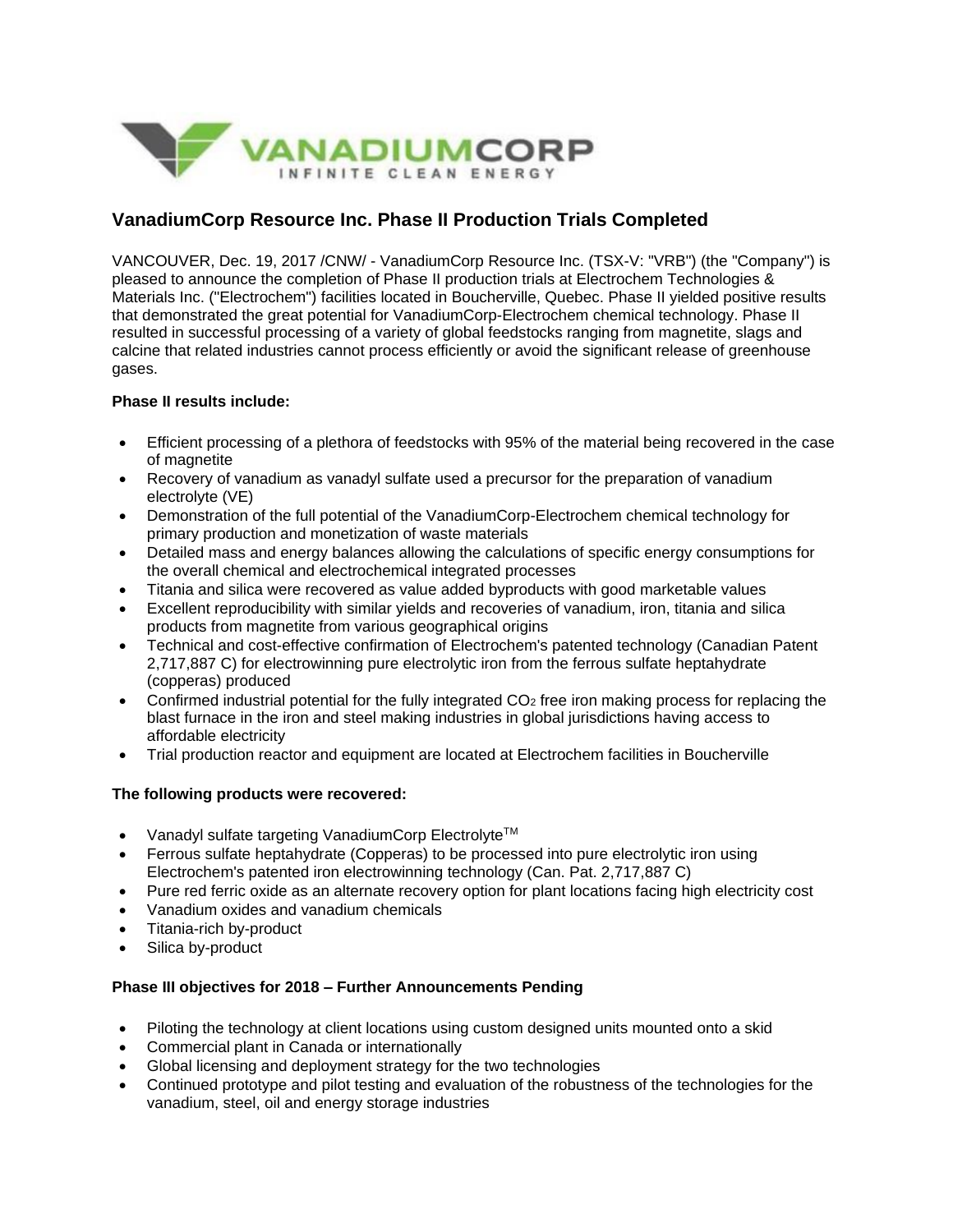# VanadiumCorp Resource Inc. Phase II Production Trials Completed

VANCOUVER, Dec. 19, 2017 /CNW/ - VanadiumCorp Resource Inc. (TSX-V: "VRB") (the "Company") is pleased to announce the completion of Phase II production trials at Electrochem Technologies & Materials Inc. ("Electrochem") facilities located in Boucherville, Quebec. Phase II yielded positive results that demonstrated the great potential for VanadiumCorp-Electrochem chemical technology. Phase II resulted in successful processing of a variety of global feedstocks ranging from magnetite, slags and calcine that related industries cannot process efficiently or avoid the significant release of greenhouse gases.

**Phase II results include:**

- Efficient processing of a plethora of feedstocks with 95% of the material being recovered in the case of magnetite
- Recovery of vanadium as vanadyl sulfate used a precursor for the preparation of vanadium electrolyte (VE)
- Demonstration of the full potential of the VanadiumCorp-Electrochem chemical technology for primary production and monetization of waste materials
- Detailed mass and energy balances allowing the calculations of specific energy consumptions for the overall chemical and electrochemical integrated processes
- Titania and silica were recovered as value added byproducts with good marketable values
- Excellent reproducibility with similar yields and recoveries of vanadium, iron, titania and silica products from magnetite from various geographical origins
- Technical and cost-effective confirmation of Electrochem's patented technology (Canadian Patent 2,717,887 C) for electrowinning pure electrolytic iron from the ferrous sulfate heptahydrate (copperas) produced
- Confirmed industrial potential for the fully integrated $CO_2$ free iron making process for replacing the blast furnace in the iron and steel making industries in global jurisdictions having access to affordable electricity
- Trial production reactor and equipment are located at Electrochem facilities in Boucherville

**The following products were recovered:**

- Vanadyl sulfate targeting VanadiumCorp Electrolyte™
- Ferrous sulfate heptahydrate (Copperas) to be processed into pure electrolytic iron using Electrochem's patented iron electrowinning technology (Can. Pat. 2,717,887 C)
- Pure red ferric oxide as an alternate recovery option for plant locations facing high electricity cost
- Vanadium oxides and vanadium chemicals
- Titania-rich by-product
- Silica by-product

**Phase III objectives for 2018 – Further Announcements Pending**

- Piloting the technology at client locations using custom designed units mounted onto a skid
- Commercial plant in Canada or internationally
- Global licensing and deployment strategy for the two technologies
- Continued prototype and pilot testing and evaluation of the robustness of the technologies for the vanadium, steel, oil and energy storage industries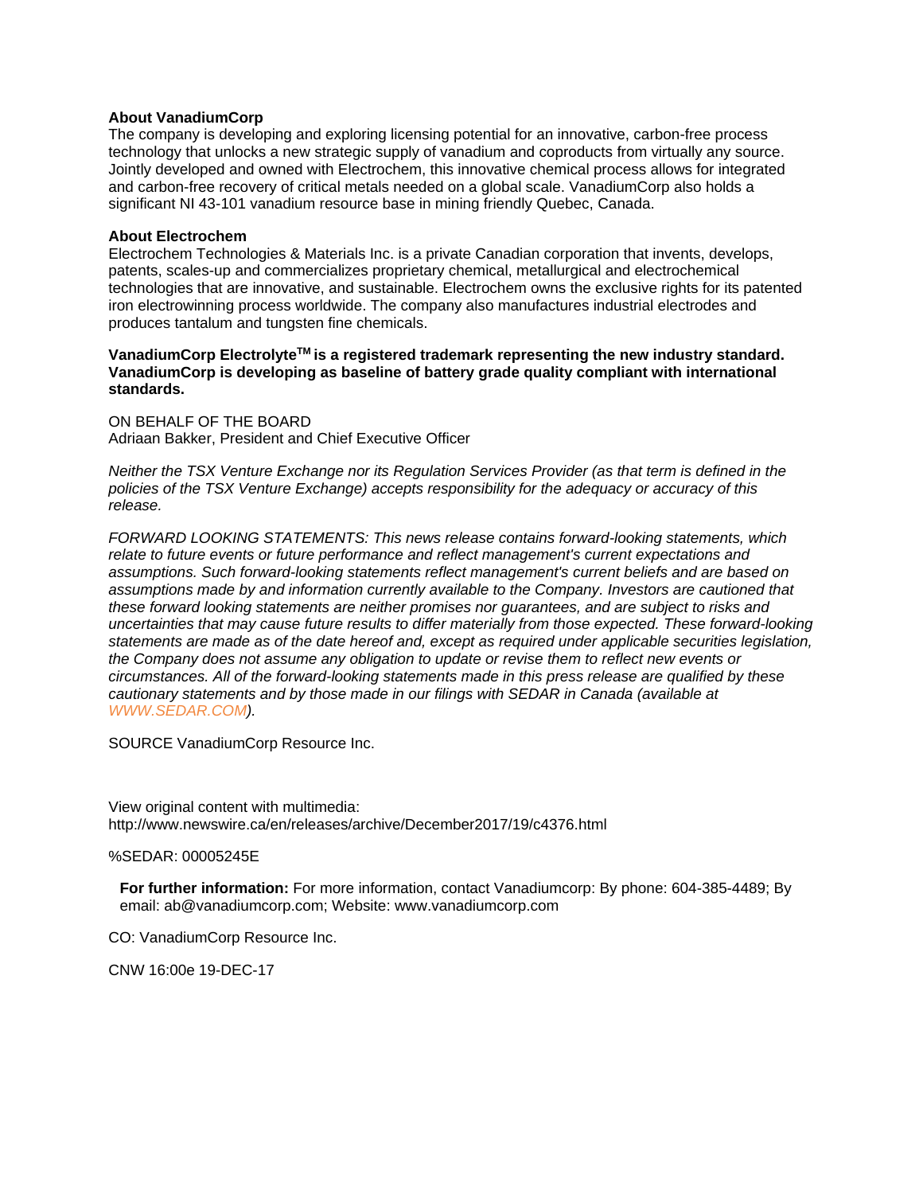**About VanadiumCorp**
The company is developing and exploring licensing potential for an innovative, carbon-free process technology that unlocks a new strategic supply of vanadium and coproducts from virtually any source. Jointly developed and owned with Electrochem, this innovative chemical process allows for integrated and carbon-free recovery of critical metals needed on a global scale. VanadiumCorp also holds a significant NI 43-101 vanadium resource base in mining friendly Quebec, Canada.

**About Electrochem**
Electrochem Technologies & Materials Inc. is a private Canadian corporation that invents, develops, patents, scales-up and commercializes proprietary chemical, metallurgical and electrochemical technologies that are innovative, and sustainable. Electrochem owns the exclusive rights for its patented iron electrowinning process worldwide. The company also manufactures industrial electrodes and produces tantalum and tungsten fine chemicals.

**VanadiumCorp Electrolyte™ is a registered trademark representing the new industry standard. VanadiumCorp is developing as baseline of battery grade quality compliant with international standards.**

ON BEHALF OF THE BOARD
Adriaan Bakker, President and Chief Executive Officer

*Neither the TSX Venture Exchange nor its Regulation Services Provider (as that term is defined in the policies of the TSX Venture Exchange) accepts responsibility for the adequacy or accuracy of this release.*

*FORWARD LOOKING STATEMENTS: This news release contains forward-looking statements, which relate to future events or future performance and reflect management's current expectations and assumptions. Such forward-looking statements reflect management's current beliefs and are based on assumptions made by and information currently available to the Company. Investors are cautioned that these forward looking statements are neither promises nor guarantees, and are subject to risks and uncertainties that may cause future results to differ materially from those expected. These forward-looking statements are made as of the date hereof and, except as required under applicable securities legislation, the Company does not assume any obligation to update or revise them to reflect new events or circumstances. All of the forward-looking statements made in this press release are qualified by these cautionary statements and by those made in our filings with SEDAR in Canada (available at WWW.SEDAR.COM).*

SOURCE VanadiumCorp Resource Inc.

View original content with multimedia:
http://www.newswire.ca/en/releases/archive/December2017/19/c4376.html

%SEDAR: 00005245E

**For further information:** For more information, contact Vanadiumcorp: By phone: 604-385-4489; By email: ab@vanadiumcorp.com; Website: www.vanadiumcorp.com

CO: VanadiumCorp Resource Inc.

CNW 16:00e 19-DEC-17